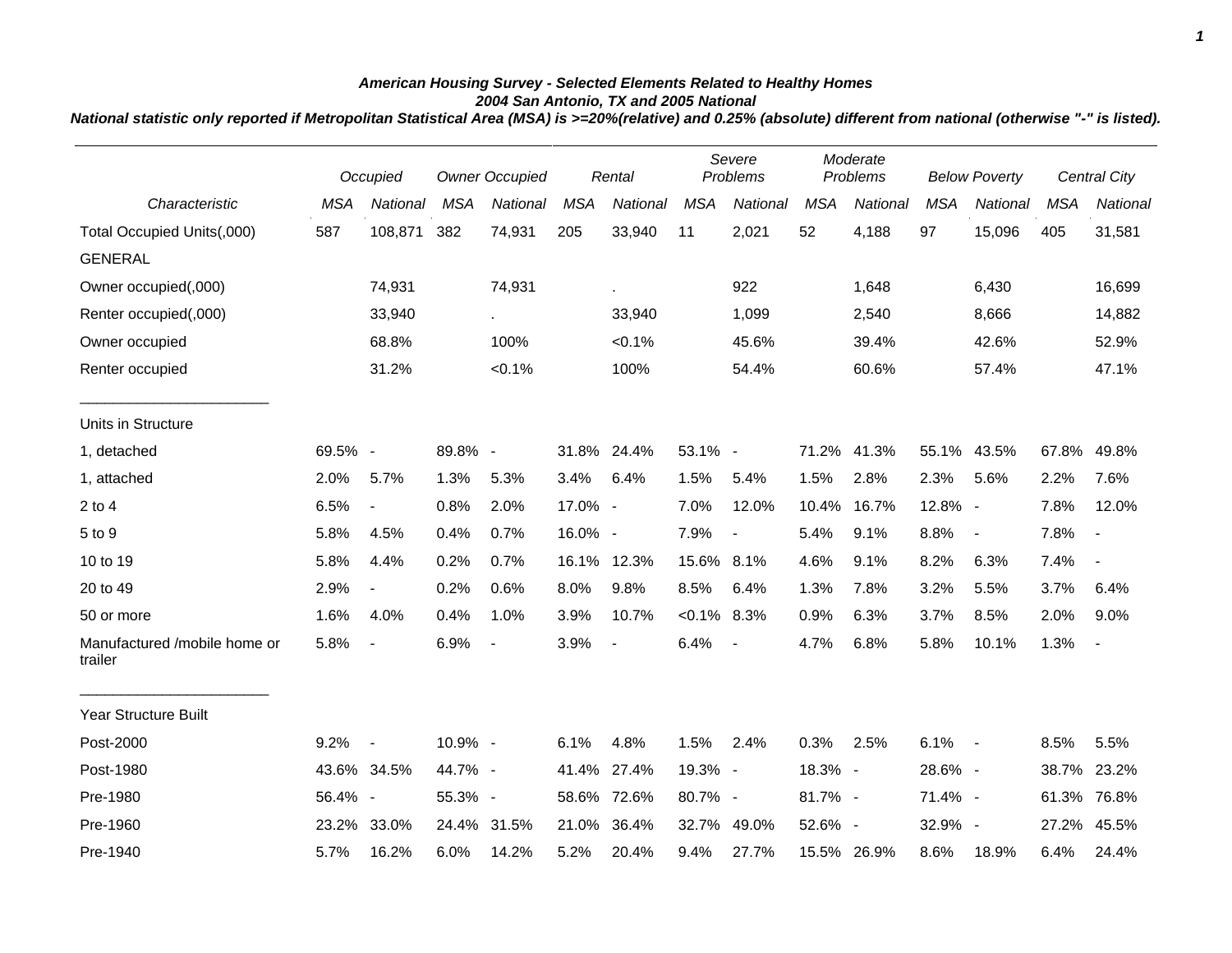# American Housing Survey - Selected Elements Related to Healthy Homes
## 2004 San Antonio, TX and 2005 National

*National statistic only reported if Metropolitan Statistical Area (MSA) is >=20%(relative) and 0.25% (absolute) different from national (otherwise "-" is listed).*

| | Occupied | | Owner Occupied | | Rental | | Severe Problems | | Moderate Problems | | Below Poverty | | Central City | |
|---|---|---|---|---|---|---|---|---|---|---|---|---|---|---|
| Characteristic | MSA | National | MSA | National | MSA | National | MSA | National | MSA | National | MSA | National | MSA | National |
| Total Occupied Units(,000) | 587 | 108,871 | 382 | 74,931 | 205 | 33,940 | 11 | 2,021 | 52 | 4,188 | 97 | 15,096 | 405 | 31,581 |
| GENERAL | | | | | | | | | | | | | | |
| Owner occupied(,000) | | 74,931 | | 74,931 | | . | | 922 | | 1,648 | | 6,430 | | 16,699 |
| Renter occupied(,000) | | 33,940 | | . | | 33,940 | | 1,099 | | 2,540 | | 8,666 | | 14,882 |
| Owner occupied | | 68.8% | | 100% | | <0.1% | | 45.6% | | 39.4% | | 42.6% | | 52.9% |
| Renter occupied | | 31.2% | | <0.1% | | 100% | | 54.4% | | 60.6% | | 57.4% | | 47.1% |
| Units in Structure | | | | | | | | | | | | | | |
| 1, detached | 69.5% | - | 89.8% | - | 31.8% | 24.4% | 53.1% | - | 71.2% | 41.3% | 55.1% | 43.5% | 67.8% | 49.8% |
| 1, attached | 2.0% | 5.7% | 1.3% | 5.3% | 3.4% | 6.4% | 1.5% | 5.4% | 1.5% | 2.8% | 2.3% | 5.6% | 2.2% | 7.6% |
| 2 to 4 | 6.5% | - | 0.8% | 2.0% | 17.0% | - | 7.0% | 12.0% | 10.4% | 16.7% | 12.8% | - | 7.8% | 12.0% |
| 5 to 9 | 5.8% | 4.5% | 0.4% | 0.7% | 16.0% | - | 7.9% | - | 5.4% | 9.1% | 8.8% | - | 7.8% | - |
| 10 to 19 | 5.8% | 4.4% | 0.2% | 0.7% | 16.1% | 12.3% | 15.6% | 8.1% | 4.6% | 9.1% | 8.2% | 6.3% | 7.4% | - |
| 20 to 49 | 2.9% | - | 0.2% | 0.6% | 8.0% | 9.8% | 8.5% | 6.4% | 1.3% | 7.8% | 3.2% | 5.5% | 3.7% | 6.4% |
| 50 or more | 1.6% | 4.0% | 0.4% | 1.0% | 3.9% | 10.7% | <0.1% | 8.3% | 0.9% | 6.3% | 3.7% | 8.5% | 2.0% | 9.0% |
| Manufactured /mobile home or trailer | 5.8% | - | 6.9% | - | 3.9% | - | 6.4% | - | 4.7% | 6.8% | 5.8% | 10.1% | 1.3% | - |
| Year Structure Built | | | | | | | | | | | | | | |
| Post-2000 | 9.2% | - | 10.9% | - | 6.1% | 4.8% | 1.5% | 2.4% | 0.3% | 2.5% | 6.1% | - | 8.5% | 5.5% |
| Post-1980 | 43.6% | 34.5% | 44.7% | - | 41.4% | 27.4% | 19.3% | - | 18.3% | - | 28.6% | - | 38.7% | 23.2% |
| Pre-1980 | 56.4% | - | 55.3% | - | 58.6% | 72.6% | 80.7% | - | 81.7% | - | 71.4% | - | 61.3% | 76.8% |
| Pre-1960 | 23.2% | 33.0% | 24.4% | 31.5% | 21.0% | 36.4% | 32.7% | 49.0% | 52.6% | - | 32.9% | - | 27.2% | 45.5% |
| Pre-1940 | 5.7% | 16.2% | 6.0% | 14.2% | 5.2% | 20.4% | 9.4% | 27.7% | 15.5% | 26.9% | 8.6% | 18.9% | 6.4% | 24.4% |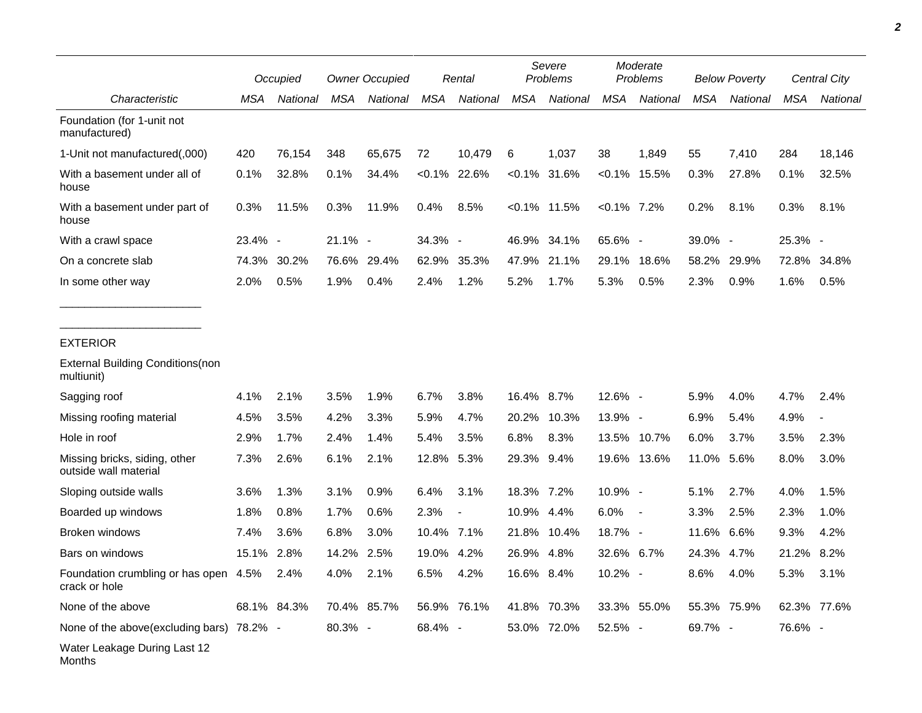| Characteristic | Occupied | | Owner Occupied | | Rental | | Severe Problems | | Moderate Problems | | Below Poverty | | Central City | |
|---|---|---|---|---|---|---|---|---|---|---|---|---|---|---|
| | MSA | National | MSA | National | MSA | National | MSA | National | MSA | National | MSA | National | MSA | National |
| Foundation (for 1-unit not manufactured) | | | | | | | | | | | | | | |
| 1-Unit not manufactured(,000) | 420 | 76,154 | 348 | 65,675 | 72 | 10,479 | 6 | 1,037 | 38 | 1,849 | 55 | 7,410 | 284 | 18,146 |
| With a basement under all of house | 0.1% | 32.8% | 0.1% | 34.4% | <0.1% | 22.6% | <0.1% | 31.6% | <0.1% | 15.5% | 0.3% | 27.8% | 0.1% | 32.5% |
| With a basement under part of house | 0.3% | 11.5% | 0.3% | 11.9% | 0.4% | 8.5% | <0.1% | 11.5% | <0.1% | 7.2% | 0.2% | 8.1% | 0.3% | 8.1% |
| With a crawl space | 23.4% | - | 21.1% | - | 34.3% | - | 46.9% | 34.1% | 65.6% | - | 39.0% | - | 25.3% | - |
| On a concrete slab | 74.3% | 30.2% | 76.6% | 29.4% | 62.9% | 35.3% | 47.9% | 21.1% | 29.1% | 18.6% | 58.2% | 29.9% | 72.8% | 34.8% |
| In some other way | 2.0% | 0.5% | 1.9% | 0.4% | 2.4% | 1.2% | 5.2% | 1.7% | 5.3% | 0.5% | 2.3% | 0.9% | 1.6% | 0.5% |
| EXTERIOR | | | | | | | | | | | | | | |
| External Building Conditions(non multiunit) | | | | | | | | | | | | | | |
| Sagging roof | 4.1% | 2.1% | 3.5% | 1.9% | 6.7% | 3.8% | 16.4% | 8.7% | 12.6% | - | 5.9% | 4.0% | 4.7% | 2.4% |
| Missing roofing material | 4.5% | 3.5% | 4.2% | 3.3% | 5.9% | 4.7% | 20.2% | 10.3% | 13.9% | - | 6.9% | 5.4% | 4.9% | - |
| Hole in roof | 2.9% | 1.7% | 2.4% | 1.4% | 5.4% | 3.5% | 6.8% | 8.3% | 13.5% | 10.7% | 6.0% | 3.7% | 3.5% | 2.3% |
| Missing bricks, siding, other outside wall material | 7.3% | 2.6% | 6.1% | 2.1% | 12.8% | 5.3% | 29.3% | 9.4% | 19.6% | 13.6% | 11.0% | 5.6% | 8.0% | 3.0% |
| Sloping outside walls | 3.6% | 1.3% | 3.1% | 0.9% | 6.4% | 3.1% | 18.3% | 7.2% | 10.9% | - | 5.1% | 2.7% | 4.0% | 1.5% |
| Boarded up windows | 1.8% | 0.8% | 1.7% | 0.6% | 2.3% | - | 10.9% | 4.4% | 6.0% | - | 3.3% | 2.5% | 2.3% | 1.0% |
| Broken windows | 7.4% | 3.6% | 6.8% | 3.0% | 10.4% | 7.1% | 21.8% | 10.4% | 18.7% | - | 11.6% | 6.6% | 9.3% | 4.2% |
| Bars on windows | 15.1% | 2.8% | 14.2% | 2.5% | 19.0% | 4.2% | 26.9% | 4.8% | 32.6% | 6.7% | 24.3% | 4.7% | 21.2% | 8.2% |
| Foundation crumbling or has open crack or hole | 4.5% | 2.4% | 4.0% | 2.1% | 6.5% | 4.2% | 16.6% | 8.4% | 10.2% | - | 8.6% | 4.0% | 5.3% | 3.1% |
| None of the above | 68.1% | 84.3% | 70.4% | 85.7% | 56.9% | 76.1% | 41.8% | 70.3% | 33.3% | 55.0% | 55.3% | 75.9% | 62.3% | 77.6% |
| None of the above(excluding bars) | 78.2% | - | 80.3% | - | 68.4% | - | 53.0% | 72.0% | 52.5% | - | 69.7% | - | 76.6% | - |
| Water Leakage During Last 12 Months | | | | | | | | | | | | | | |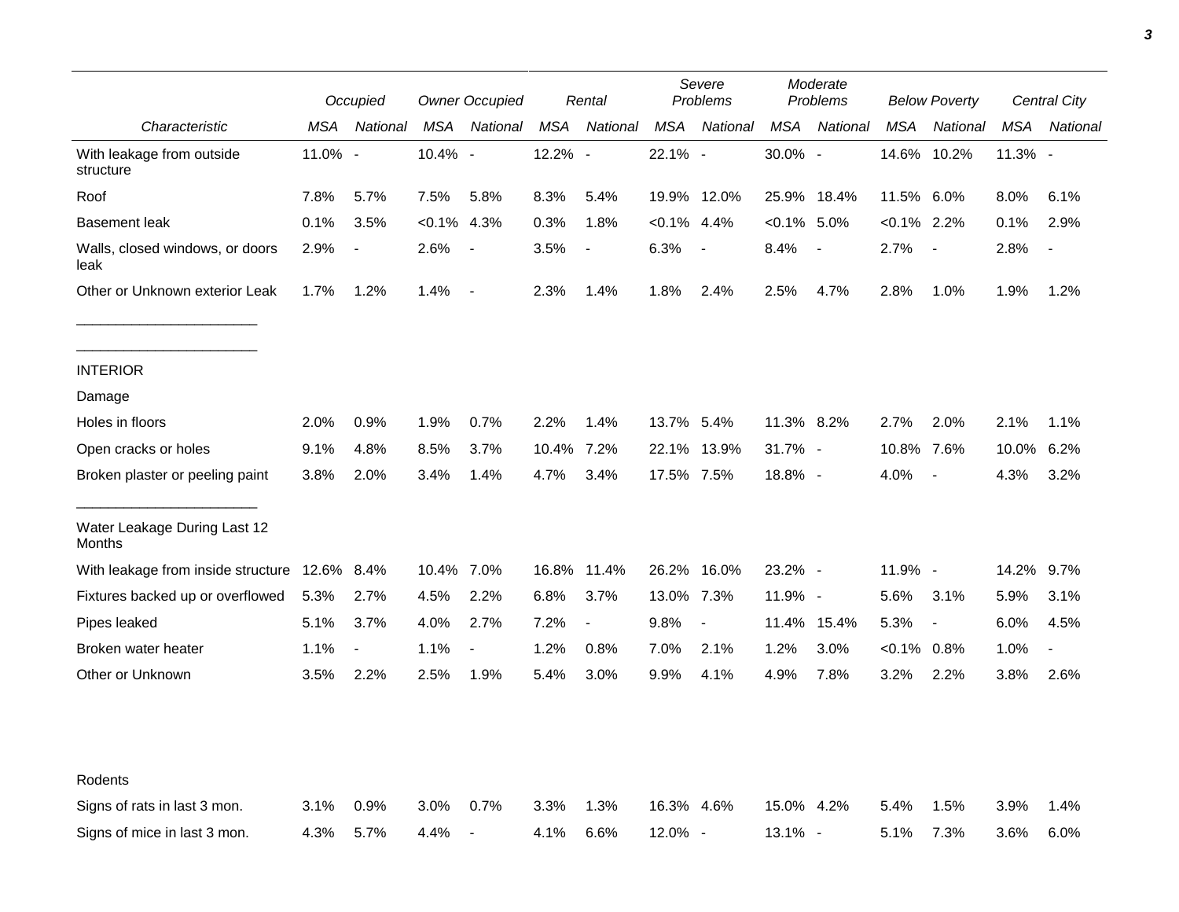| | Occupied | | Owner Occupied | | Rental | | Severe Problems | | Moderate Problems | | Below Poverty | | Central City | |
|---|---|---|---|---|---|---|---|---|---|---|---|---|---|---|
| *Characteristic* | *MSA* | *National* | *MSA* | *National* | *MSA* | *National* | *MSA* | *National* | *MSA* | *National* | *MSA* | *National* | *MSA* | *National* |
| With leakage from outside structure | 11.0% | - | 10.4% | - | 12.2% | - | 22.1% | - | 30.0% | - | 14.6% | 10.2% | 11.3% | - |
| Roof | 7.8% | 5.7% | 7.5% | 5.8% | 8.3% | 5.4% | 19.9% | 12.0% | 25.9% | 18.4% | 11.5% | 6.0% | 8.0% | 6.1% |
| Basement leak | 0.1% | 3.5% | <0.1% | 4.3% | 0.3% | 1.8% | <0.1% | 4.4% | <0.1% | 5.0% | <0.1% | 2.2% | 0.1% | 2.9% |
| Walls, closed windows, or doors leak | 2.9% | - | 2.6% | - | 3.5% | - | 6.3% | - | 8.4% | - | 2.7% | - | 2.8% | - |
| Other or Unknown exterior Leak | 1.7% | 1.2% | 1.4% | - | 2.3% | 1.4% | 1.8% | 2.4% | 2.5% | 4.7% | 2.8% | 1.0% | 1.9% | 1.2% |
| _______________________ | | | | | | | | | | | | | | |
| _______________________ | | | | | | | | | | | | | | |
| INTERIOR | | | | | | | | | | | | | | |
| Damage | | | | | | | | | | | | | | |
| Holes in floors | 2.0% | 0.9% | 1.9% | 0.7% | 2.2% | 1.4% | 13.7% | 5.4% | 11.3% | 8.2% | 2.7% | 2.0% | 2.1% | 1.1% |
| Open cracks or holes | 9.1% | 4.8% | 8.5% | 3.7% | 10.4% | 7.2% | 22.1% | 13.9% | 31.7% | - | 10.8% | 7.6% | 10.0% | 6.2% |
| Broken plaster or peeling paint | 3.8% | 2.0% | 3.4% | 1.4% | 4.7% | 3.4% | 17.5% | 7.5% | 18.8% | - | 4.0% | - | 4.3% | 3.2% |
| _______________________ | | | | | | | | | | | | | | |
| Water Leakage During Last 12 Months | | | | | | | | | | | | | | |
| With leakage from inside structure | 12.6% | 8.4% | 10.4% | 7.0% | 16.8% | 11.4% | 26.2% | 16.0% | 23.2% | - | 11.9% | - | 14.2% | 9.7% |
| Fixtures backed up or overflowed | 5.3% | 2.7% | 4.5% | 2.2% | 6.8% | 3.7% | 13.0% | 7.3% | 11.9% | - | 5.6% | 3.1% | 5.9% | 3.1% |
| Pipes leaked | 5.1% | 3.7% | 4.0% | 2.7% | 7.2% | - | 9.8% | - | 11.4% | 15.4% | 5.3% | - | 6.0% | 4.5% |
| Broken water heater | 1.1% | - | 1.1% | - | 1.2% | 0.8% | 7.0% | 2.1% | 1.2% | 3.0% | <0.1% | 0.8% | 1.0% | - |
| Other or Unknown | 3.5% | 2.2% | 2.5% | 1.9% | 5.4% | 3.0% | 9.9% | 4.1% | 4.9% | 7.8% | 3.2% | 2.2% | 3.8% | 2.6% |
| Rodents | | | | | | | | | | | | | | |
| Signs of rats in last 3 mon. | 3.1% | 0.9% | 3.0% | 0.7% | 3.3% | 1.3% | 16.3% | 4.6% | 15.0% | 4.2% | 5.4% | 1.5% | 3.9% | 1.4% |
| Signs of mice in last 3 mon. | 4.3% | 5.7% | 4.4% | - | 4.1% | 6.6% | 12.0% | - | 13.1% | - | 5.1% | 7.3% | 3.6% | 6.0% |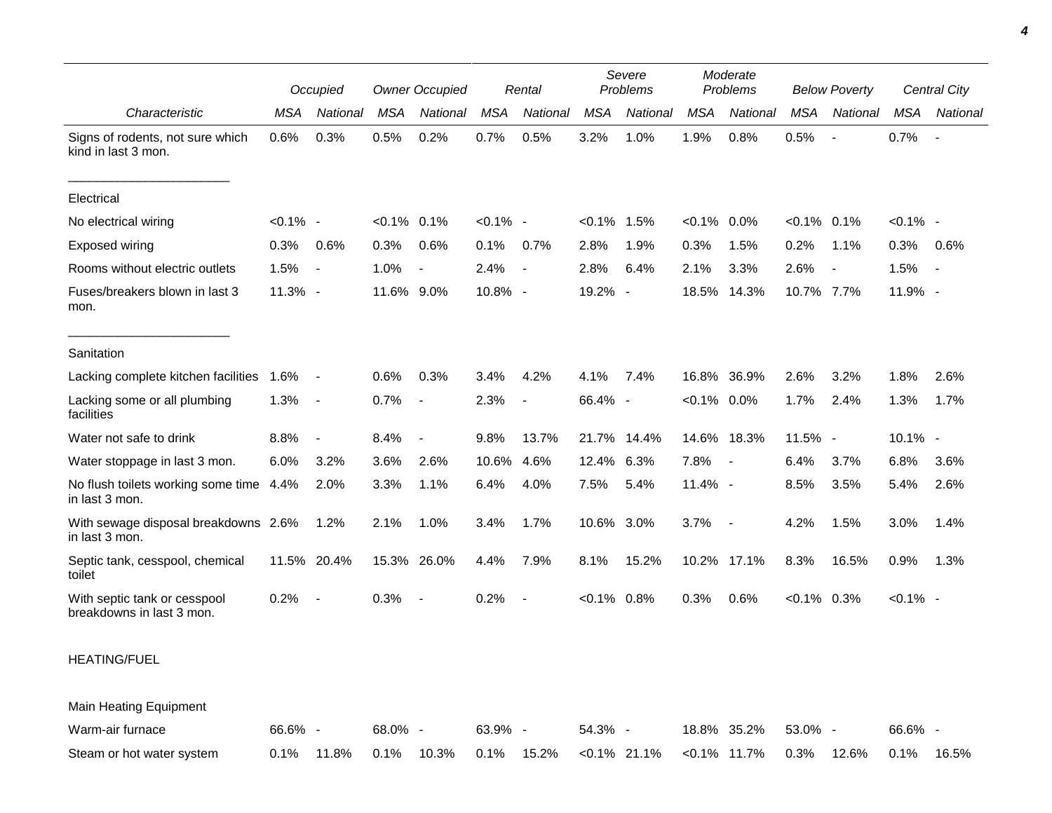| | Occupied | | Owner Occupied | | Rental | | Severe Problems | | Moderate Problems | | Below Poverty | | Central City | |
|---|---|---|---|---|---|---|---|---|---|---|---|---|---|---|
| *Characteristic* | *MSA* | *National* | *MSA* | *National* | *MSA* | *National* | *MSA* | *National* | *MSA* | *National* | *MSA* | *National* | *MSA* | *National* |
| Signs of rodents, not sure which kind in last 3 mon. | 0.6% | 0.3% | 0.5% | 0.2% | 0.7% | 0.5% | 3.2% | 1.0% | 1.9% | 0.8% | 0.5% | - | 0.7% | - |
| Electrical | | | | | | | | | | | | | | |
| No electrical wiring | <0.1% | - | <0.1% | 0.1% | <0.1% | - | <0.1% | 1.5% | <0.1% | 0.0% | <0.1% | 0.1% | <0.1% | - |
| Exposed wiring | 0.3% | 0.6% | 0.3% | 0.6% | 0.1% | 0.7% | 2.8% | 1.9% | 0.3% | 1.5% | 0.2% | 1.1% | 0.3% | 0.6% |
| Rooms without electric outlets | 1.5% | - | 1.0% | - | 2.4% | - | 2.8% | 6.4% | 2.1% | 3.3% | 2.6% | - | 1.5% | - |
| Fuses/breakers blown in last 3 mon. | 11.3% | - | 11.6% | 9.0% | 10.8% | - | 19.2% | - | 18.5% | 14.3% | 10.7% | 7.7% | 11.9% | - |
| Sanitation | | | | | | | | | | | | | | |
| Lacking complete kitchen facilities | 1.6% | - | 0.6% | 0.3% | 3.4% | 4.2% | 4.1% | 7.4% | 16.8% | 36.9% | 2.6% | 3.2% | 1.8% | 2.6% |
| Lacking some or all plumbing facilities | 1.3% | - | 0.7% | - | 2.3% | - | 66.4% | - | <0.1% | 0.0% | 1.7% | 2.4% | 1.3% | 1.7% |
| Water not safe to drink | 8.8% | - | 8.4% | - | 9.8% | 13.7% | 21.7% | 14.4% | 14.6% | 18.3% | 11.5% | - | 10.1% | - |
| Water stoppage in last 3 mon. | 6.0% | 3.2% | 3.6% | 2.6% | 10.6% | 4.6% | 12.4% | 6.3% | 7.8% | - | 6.4% | 3.7% | 6.8% | 3.6% |
| No flush toilets working some time in last 3 mon. | 4.4% | 2.0% | 3.3% | 1.1% | 6.4% | 4.0% | 7.5% | 5.4% | 11.4% | - | 8.5% | 3.5% | 5.4% | 2.6% |
| With sewage disposal breakdowns in last 3 mon. | 2.6% | 1.2% | 2.1% | 1.0% | 3.4% | 1.7% | 10.6% | 3.0% | 3.7% | - | 4.2% | 1.5% | 3.0% | 1.4% |
| Septic tank, cesspool, chemical toilet | 11.5% | 20.4% | 15.3% | 26.0% | 4.4% | 7.9% | 8.1% | 15.2% | 10.2% | 17.1% | 8.3% | 16.5% | 0.9% | 1.3% |
| With septic tank or cesspool breakdowns in last 3 mon. | 0.2% | - | 0.3% | - | 0.2% | - | <0.1% | 0.8% | 0.3% | 0.6% | <0.1% | 0.3% | <0.1% | - |
| HEATING/FUEL | | | | | | | | | | | | | | |
| Main Heating Equipment | | | | | | | | | | | | | | |
| Warm-air furnace | 66.6% | - | 68.0% | - | 63.9% | - | 54.3% | - | 18.8% | 35.2% | 53.0% | - | 66.6% | - |
| Steam or hot water system | 0.1% | 11.8% | 0.1% | 10.3% | 0.1% | 15.2% | <0.1% | 21.1% | <0.1% | 11.7% | 0.3% | 12.6% | 0.1% | 16.5% |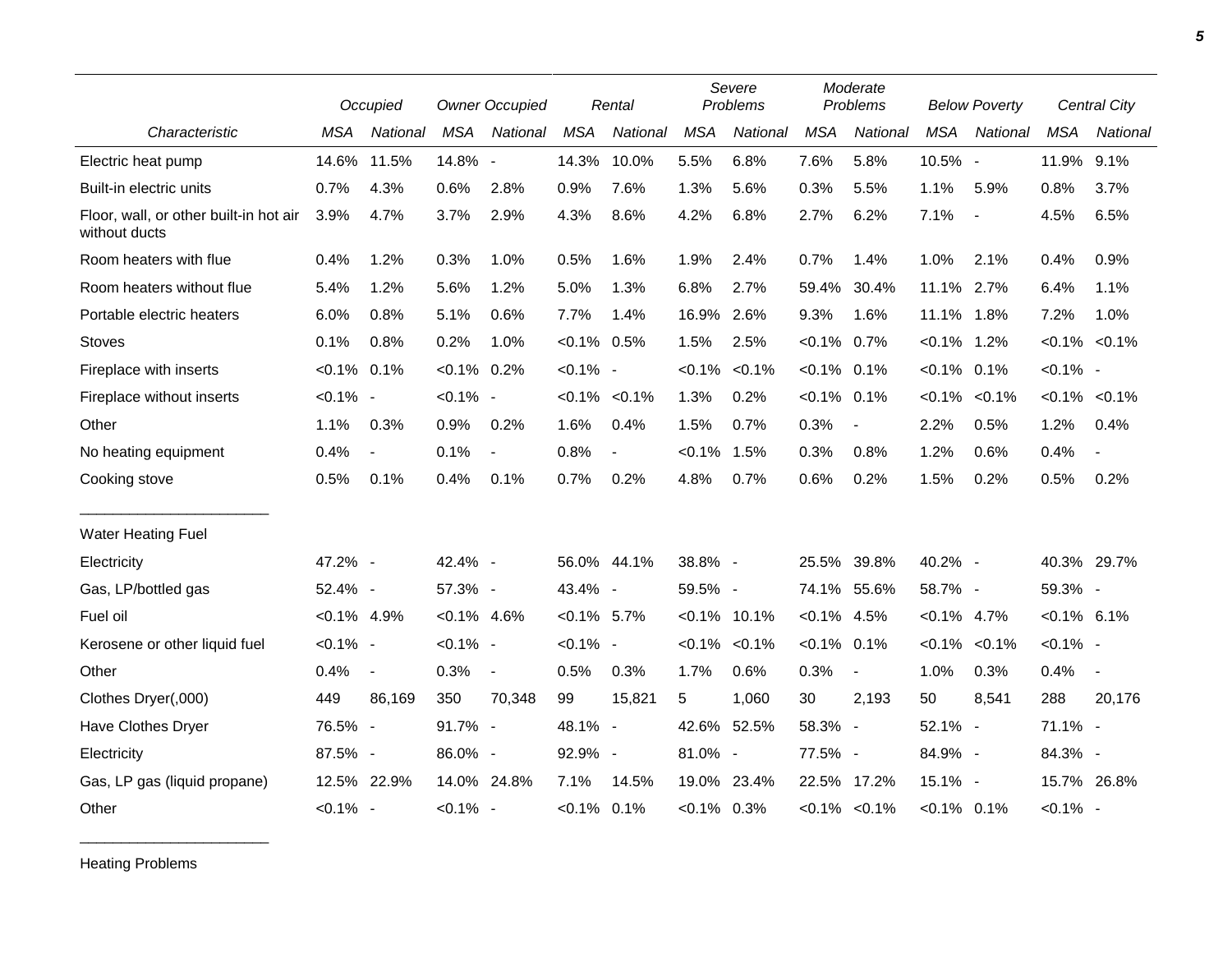| | Occupied | | Owner Occupied | | Rental | | Severe Problems | | Moderate Problems | | Below Poverty | | Central City | |
|---|---|---|---|---|---|---|---|---|---|---|---|---|---|---|
| *Characteristic* | *MSA* | *National* | *MSA* | *National* | *MSA* | *National* | *MSA* | *National* | *MSA* | *National* | *MSA* | *National* | *MSA* | *National* |
| Electric heat pump | 14.6% | 11.5% | 14.8% | - | 14.3% | 10.0% | 5.5% | 6.8% | 7.6% | 5.8% | 10.5% | - | 11.9% | 9.1% |
| Built-in electric units | 0.7% | 4.3% | 0.6% | 2.8% | 0.9% | 7.6% | 1.3% | 5.6% | 0.3% | 5.5% | 1.1% | 5.9% | 0.8% | 3.7% |
| Floor, wall, or other built-in hot air without ducts | 3.9% | 4.7% | 3.7% | 2.9% | 4.3% | 8.6% | 4.2% | 6.8% | 2.7% | 6.2% | 7.1% | - | 4.5% | 6.5% |
| Room heaters with flue | 0.4% | 1.2% | 0.3% | 1.0% | 0.5% | 1.6% | 1.9% | 2.4% | 0.7% | 1.4% | 1.0% | 2.1% | 0.4% | 0.9% |
| Room heaters without flue | 5.4% | 1.2% | 5.6% | 1.2% | 5.0% | 1.3% | 6.8% | 2.7% | 59.4% | 30.4% | 11.1% | 2.7% | 6.4% | 1.1% |
| Portable electric heaters | 6.0% | 0.8% | 5.1% | 0.6% | 7.7% | 1.4% | 16.9% | 2.6% | 9.3% | 1.6% | 11.1% | 1.8% | 7.2% | 1.0% |
| Stoves | 0.1% | 0.8% | 0.2% | 1.0% | <0.1% | 0.5% | 1.5% | 2.5% | <0.1% | 0.7% | <0.1% | 1.2% | <0.1% | <0.1% |
| Fireplace with inserts | <0.1% | 0.1% | <0.1% | 0.2% | <0.1% | - | <0.1% | <0.1% | <0.1% | 0.1% | <0.1% | 0.1% | <0.1% | - |
| Fireplace without inserts | <0.1% | - | <0.1% | - | <0.1% | <0.1% | 1.3% | 0.2% | <0.1% | 0.1% | <0.1% | <0.1% | <0.1% | <0.1% |
| Other | 1.1% | 0.3% | 0.9% | 0.2% | 1.6% | 0.4% | 1.5% | 0.7% | 0.3% | - | 2.2% | 0.5% | 1.2% | 0.4% |
| No heating equipment | 0.4% | - | 0.1% | - | 0.8% | - | <0.1% | 1.5% | 0.3% | 0.8% | 1.2% | 0.6% | 0.4% | - |
| Cooking stove | 0.5% | 0.1% | 0.4% | 0.1% | 0.7% | 0.2% | 4.8% | 0.7% | 0.6% | 0.2% | 1.5% | 0.2% | 0.5% | 0.2% |
| Water Heating Fuel | | | | | | | | | | | | | | |
| Electricity | 47.2% | - | 42.4% | - | 56.0% | 44.1% | 38.8% | - | 25.5% | 39.8% | 40.2% | - | 40.3% | 29.7% |
| Gas, LP/bottled gas | 52.4% | - | 57.3% | - | 43.4% | - | 59.5% | - | 74.1% | 55.6% | 58.7% | - | 59.3% | - |
| Fuel oil | <0.1% | 4.9% | <0.1% | 4.6% | <0.1% | 5.7% | <0.1% | 10.1% | <0.1% | 4.5% | <0.1% | 4.7% | <0.1% | 6.1% |
| Kerosene or other liquid fuel | <0.1% | - | <0.1% | - | <0.1% | - | <0.1% | <0.1% | <0.1% | 0.1% | <0.1% | <0.1% | <0.1% | - |
| Other | 0.4% | - | 0.3% | - | 0.5% | 0.3% | 1.7% | 0.6% | 0.3% | - | 1.0% | 0.3% | 0.4% | - |
| Clothes Dryer(,000) | 449 | 86,169 | 350 | 70,348 | 99 | 15,821 | 5 | 1,060 | 30 | 2,193 | 50 | 8,541 | 288 | 20,176 |
| Have Clothes Dryer | 76.5% | - | 91.7% | - | 48.1% | - | 42.6% | 52.5% | 58.3% | - | 52.1% | - | 71.1% | - |
| Electricity | 87.5% | - | 86.0% | - | 92.9% | - | 81.0% | - | 77.5% | - | 84.9% | - | 84.3% | - |
| Gas, LP gas (liquid propane) | 12.5% | 22.9% | 14.0% | 24.8% | 7.1% | 14.5% | 19.0% | 23.4% | 22.5% | 17.2% | 15.1% | - | 15.7% | 26.8% |
| Other | <0.1% | - | <0.1% | - | <0.1% | 0.1% | <0.1% | 0.3% | <0.1% | <0.1% | <0.1% | 0.1% | <0.1% | - |

Heating Problems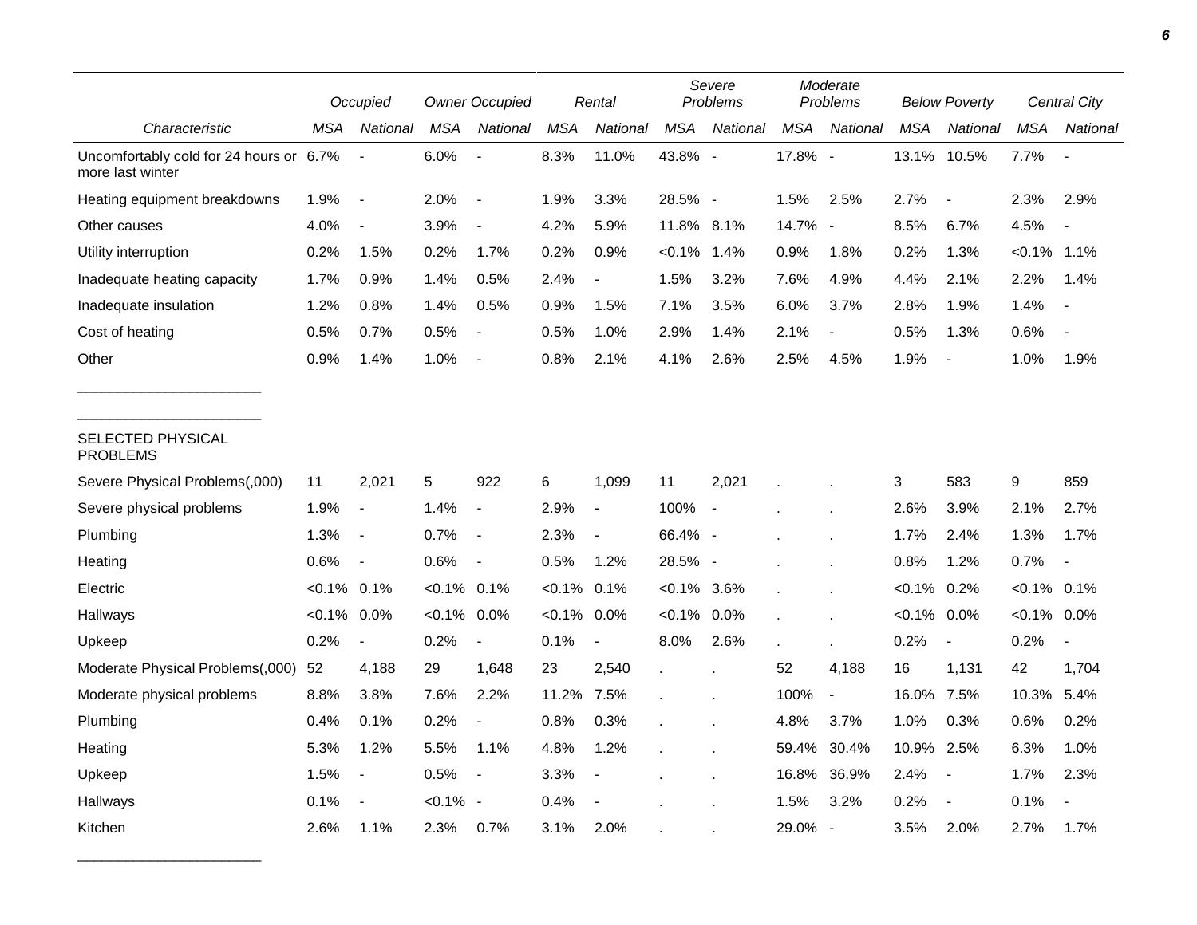| | Occupied | | Owner Occupied | | Rental | | Severe Problems | | Moderate Problems | | Below Poverty | | Central City | |
|---|---|---|---|---|---|---|---|---|---|---|---|---|---|---|
| *Characteristic* | *MSA* | *National* | *MSA* | *National* | *MSA* | *National* | *MSA* | *National* | *MSA* | *National* | *MSA* | *National* | *MSA* | *National* |
| Uncomfortably cold for 24 hours or more last winter | 6.7% | - | 6.0% | - | 8.3% | 11.0% | 43.8% | - | 17.8% | - | 13.1% | 10.5% | 7.7% | - |
| Heating equipment breakdowns | 1.9% | - | 2.0% | - | 1.9% | 3.3% | 28.5% | - | 1.5% | 2.5% | 2.7% | - | 2.3% | 2.9% |
| Other causes | 4.0% | - | 3.9% | - | 4.2% | 5.9% | 11.8% | 8.1% | 14.7% | - | 8.5% | 6.7% | 4.5% | - |
| Utility interruption | 0.2% | 1.5% | 0.2% | 1.7% | 0.2% | 0.9% | <0.1% | 1.4% | 0.9% | 1.8% | 0.2% | 1.3% | <0.1% | 1.1% |
| Inadequate heating capacity | 1.7% | 0.9% | 1.4% | 0.5% | 2.4% | - | 1.5% | 3.2% | 7.6% | 4.9% | 4.4% | 2.1% | 2.2% | 1.4% |
| Inadequate insulation | 1.2% | 0.8% | 1.4% | 0.5% | 0.9% | 1.5% | 7.1% | 3.5% | 6.0% | 3.7% | 2.8% | 1.9% | 1.4% | - |
| Cost of heating | 0.5% | 0.7% | 0.5% | - | 0.5% | 1.0% | 2.9% | 1.4% | 2.1% | - | 0.5% | 1.3% | 0.6% | - |
| Other | 0.9% | 1.4% | 1.0% | - | 0.8% | 2.1% | 4.1% | 2.6% | 2.5% | 4.5% | 1.9% | - | 1.0% | 1.9% |
| SELECTED PHYSICAL PROBLEMS | | | | | | | | | | | | | | |
| Severe Physical Problems(,000) | 11 | 2,021 | 5 | 922 | 6 | 1,099 | 11 | 2,021 | . | . | 3 | 583 | 9 | 859 |
| Severe physical problems | 1.9% | - | 1.4% | - | 2.9% | - | 100% | - | . | . | 2.6% | 3.9% | 2.1% | 2.7% |
| Plumbing | 1.3% | - | 0.7% | - | 2.3% | - | 66.4% | - | . | . | 1.7% | 2.4% | 1.3% | 1.7% |
| Heating | 0.6% | - | 0.6% | - | 0.5% | 1.2% | 28.5% | - | . | . | 0.8% | 1.2% | 0.7% | - |
| Electric | <0.1% | 0.1% | <0.1% | 0.1% | <0.1% | 0.1% | <0.1% | 3.6% | . | . | <0.1% | 0.2% | <0.1% | 0.1% |
| Hallways | <0.1% | 0.0% | <0.1% | 0.0% | <0.1% | 0.0% | <0.1% | 0.0% | . | . | <0.1% | 0.0% | <0.1% | 0.0% |
| Upkeep | 0.2% | - | 0.2% | - | 0.1% | - | 8.0% | 2.6% | . | . | 0.2% | - | 0.2% | - |
| Moderate Physical Problems(,000) | 52 | 4,188 | 29 | 1,648 | 23 | 2,540 | . | . | 52 | 4,188 | 16 | 1,131 | 42 | 1,704 |
| Moderate physical problems | 8.8% | 3.8% | 7.6% | 2.2% | 11.2% | 7.5% | . | . | 100% | - | 16.0% | 7.5% | 10.3% | 5.4% |
| Plumbing | 0.4% | 0.1% | 0.2% | - | 0.8% | 0.3% | . | . | 4.8% | 3.7% | 1.0% | 0.3% | 0.6% | 0.2% |
| Heating | 5.3% | 1.2% | 5.5% | 1.1% | 4.8% | 1.2% | . | . | 59.4% | 30.4% | 10.9% | 2.5% | 6.3% | 1.0% |
| Upkeep | 1.5% | - | 0.5% | - | 3.3% | - | . | . | 16.8% | 36.9% | 2.4% | - | 1.7% | 2.3% |
| Hallways | 0.1% | - | <0.1% | - | 0.4% | - | . | . | 1.5% | 3.2% | 0.2% | - | 0.1% | - |
| Kitchen | 2.6% | 1.1% | 2.3% | 0.7% | 3.1% | 2.0% | . | . | 29.0% | - | 3.5% | 2.0% | 2.7% | 1.7% |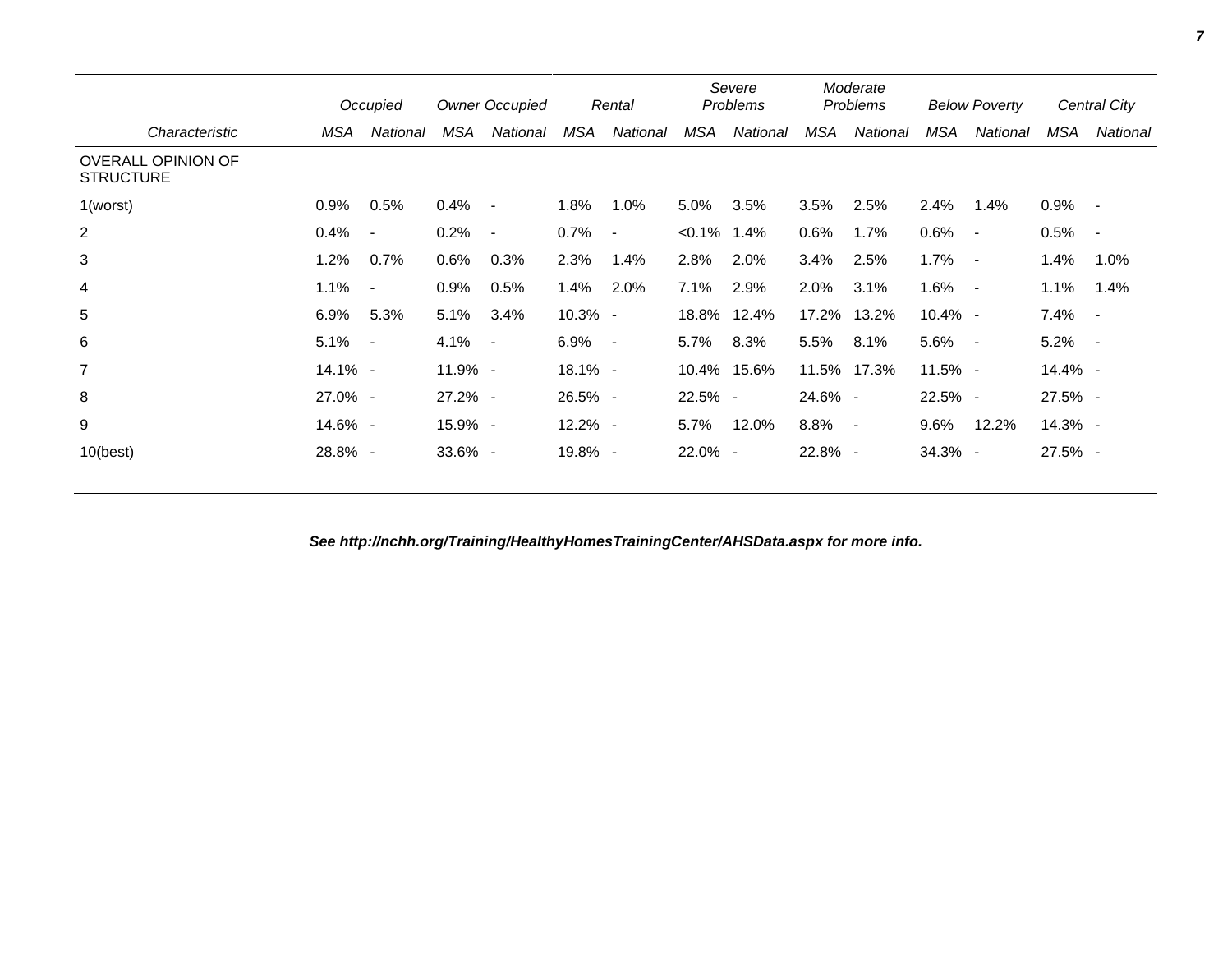| Characteristic | Occupied | | Owner Occupied | | Rental | | Severe Problems | | Moderate Problems | | Below Poverty | | Central City | |
|---|---|---|---|---|---|---|---|---|---|---|---|---|---|---|
| | MSA | National | MSA | National | MSA | National | MSA | National | MSA | National | MSA | National | MSA | National |
| OVERALL OPINION OF STRUCTURE | | | | | | | | | | | | | | |
| 1(worst) | 0.9% | 0.5% | 0.4% | - | 1.8% | 1.0% | 5.0% | 3.5% | 3.5% | 2.5% | 2.4% | 1.4% | 0.9% | - |
| 2 | 0.4% | - | 0.2% | - | 0.7% | - | <0.1% | 1.4% | 0.6% | 1.7% | 0.6% | - | 0.5% | - |
| 3 | 1.2% | 0.7% | 0.6% | 0.3% | 2.3% | 1.4% | 2.8% | 2.0% | 3.4% | 2.5% | 1.7% | - | 1.4% | 1.0% |
| 4 | 1.1% | - | 0.9% | 0.5% | 1.4% | 2.0% | 7.1% | 2.9% | 2.0% | 3.1% | 1.6% | - | 1.1% | 1.4% |
| 5 | 6.9% | 5.3% | 5.1% | 3.4% | 10.3% | - | 18.8% | 12.4% | 17.2% | 13.2% | 10.4% | - | 7.4% | - |
| 6 | 5.1% | - | 4.1% | - | 6.9% | - | 5.7% | 8.3% | 5.5% | 8.1% | 5.6% | - | 5.2% | - |
| 7 | 14.1% | - | 11.9% | - | 18.1% | - | 10.4% | 15.6% | 11.5% | 17.3% | 11.5% | - | 14.4% | - |
| 8 | 27.0% | - | 27.2% | - | 26.5% | - | 22.5% | - | 24.6% | - | 22.5% | - | 27.5% | - |
| 9 | 14.6% | - | 15.9% | - | 12.2% | - | 5.7% | 12.0% | 8.8% | - | 9.6% | 12.2% | 14.3% | - |
| 10(best) | 28.8% | - | 33.6% | - | 19.8% | - | 22.0% | - | 22.8% | - | 34.3% | - | 27.5% | - |

***See http://nchh.org/Training/HealthyHomesTrainingCenter/AHSData.aspx for more info.***